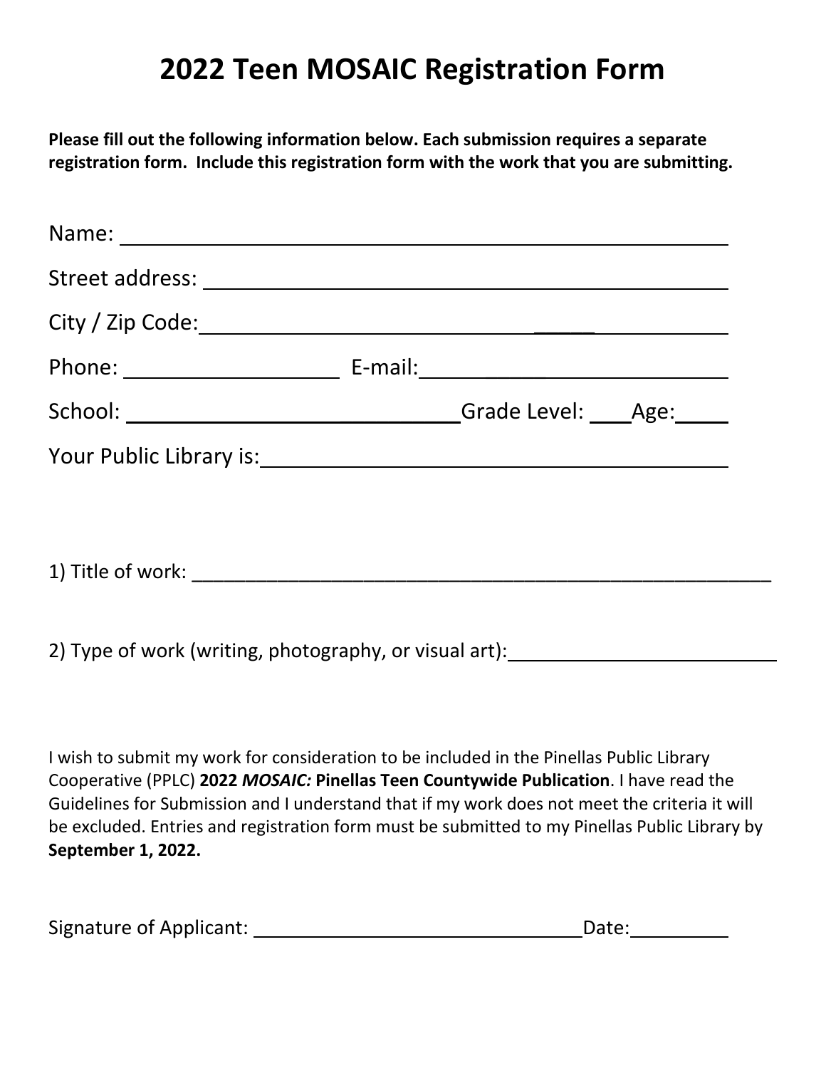# 2022 Teen MOSAIC Registration Form

**Please fill out the following information below. Each submission requires a separate registration form. Include this registration form with the work that you are submitting.**

Name: ____________________________________________

Street address: ____________________________________________

City / Zip Code: ____________________________________________

Phone: ____________________ E-mail: ____________________________

School: ______________________________ Grade Level: ____ Age: _____

Your Public Library is: ____________________________________________

1) Title of work: ____________________________________________________________

2) Type of work (writing, photography, or visual art): __________________________

I wish to submit my work for consideration to be included in the Pinellas Public Library Cooperative (PPLC) **2022 *MOSAIC:* Pinellas Teen Countywide Publication**. I have read the Guidelines for Submission and I understand that if my work does not meet the criteria it will be excluded. Entries and registration form must be submitted to my Pinellas Public Library by **September 1, 2022.**

Signature of Applicant: ________________________________ Date: __________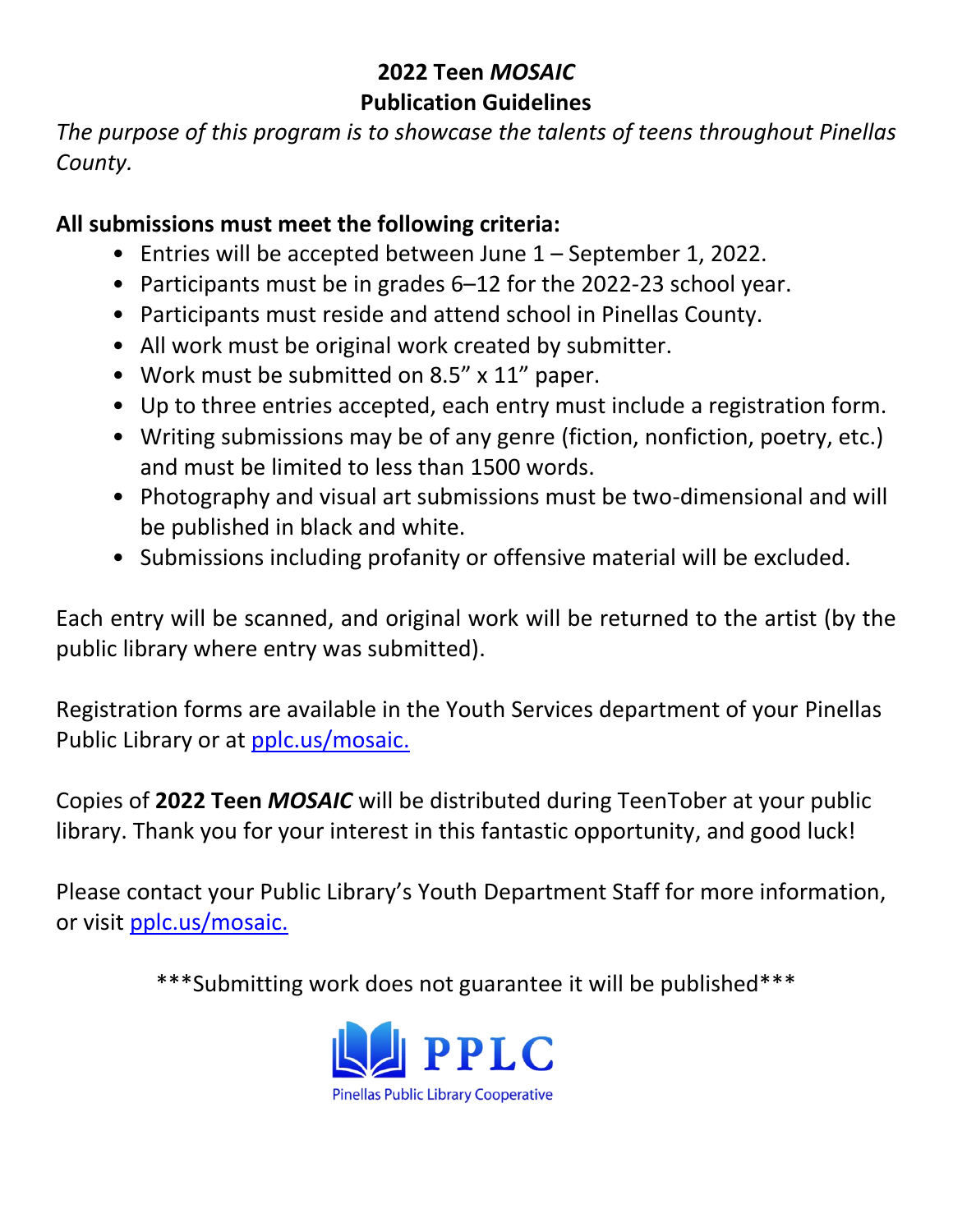# 2022 Teen *MOSAIC*
## Publication Guidelines

*The purpose of this program is to showcase the talents of teens throughout Pinellas County.*

**All submissions must meet the following criteria:**

- Entries will be accepted between June 1 – September 1, 2022.
- Participants must be in grades 6–12 for the 2022-23 school year.
- Participants must reside and attend school in Pinellas County.
- All work must be original work created by submitter.
- Work must be submitted on 8.5" x 11" paper.
- Up to three entries accepted, each entry must include a registration form.
- Writing submissions may be of any genre (fiction, nonfiction, poetry, etc.) and must be limited to less than 1500 words.
- Photography and visual art submissions must be two-dimensional and will be published in black and white.
- Submissions including profanity or offensive material will be excluded.

Each entry will be scanned, and original work will be returned to the artist (by the public library where entry was submitted).

Registration forms are available in the Youth Services department of your Pinellas Public Library or at pplc.us/mosaic.

Copies of **2022 Teen *MOSAIC*** will be distributed during TeenTober at your public library. Thank you for your interest in this fantastic opportunity, and good luck!

Please contact your Public Library's Youth Department Staff for more information, or visit pplc.us/mosaic.

***Submitting work does not guarantee it will be published***

PPLC

Pinellas Public Library Cooperative